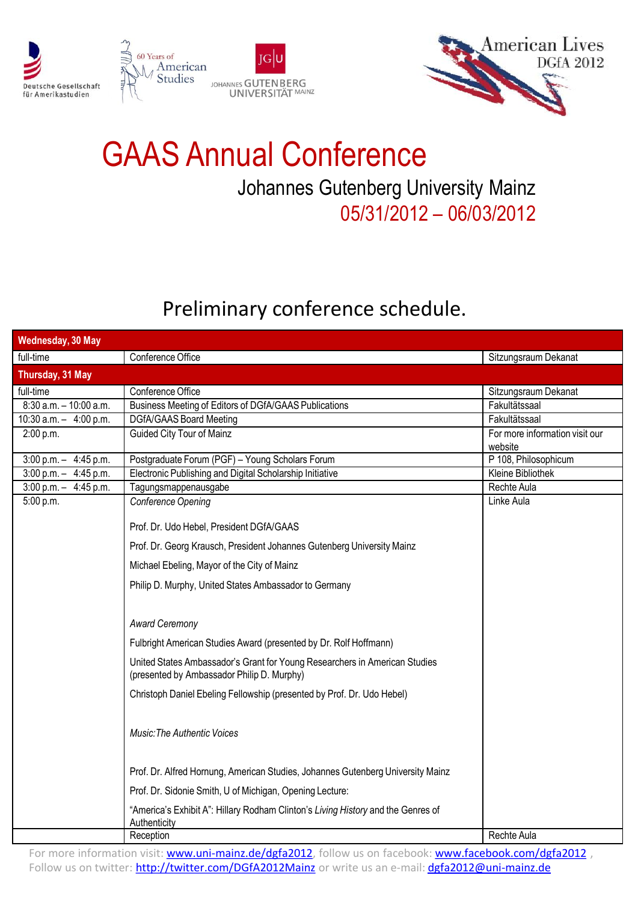Deutsche Gesellschaft für Amerikastudien

60 Years of American Studies

JOHANNES GUTENBERG UNIVERSITÄT MAINZ

American Lives DGfA 2012

# GAAS Annual Conference

## Johannes Gutenberg University Mainz

## 05/31/2012 – 06/03/2012

## Preliminary conference schedule.

| **Wednesday, 30 May** | | |
|---|---|---|
| full-time | Conference Office | Sitzungsraum Dekanat |
| **Thursday, 31 May** | | |
| full-time | Conference Office | Sitzungsraum Dekanat |
| 8:30 a.m. – 10:00 a.m. | Business Meeting of Editors of DGfA/GAAS Publications | Fakultätssaal |
| 10:30 a.m. – 4:00 p.m. | DGfA/GAAS Board Meeting | Fakultätssaal |
| 2:00 p.m. | Guided City Tour of Mainz | For more information visit our website |
| 3:00 p.m. – 4:45 p.m. | Postgraduate Forum (PGF) – Young Scholars Forum | P 108, Philosophicum |
| 3:00 p.m. – 4:45 p.m. | Electronic Publishing and Digital Scholarship Initiative | Kleine Bibliothek |
| 3:00 p.m. – 4:45 p.m. | Tagungsmappenausgabe | Rechte Aula |
| 5:00 p.m. | *Conference Opening*<br><br>Prof. Dr. Udo Hebel, President DGfA/GAAS<br><br>Prof. Dr. Georg Krausch, President Johannes Gutenberg University Mainz<br><br>Michael Ebeling, Mayor of the City of Mainz<br><br>Philip D. Murphy, United States Ambassador to Germany<br><br>*Award Ceremony*<br><br>Fulbright American Studies Award (presented by Dr. Rolf Hoffmann)<br><br>United States Ambassador's Grant for Young Researchers in American Studies (presented by Ambassador Philip D. Murphy)<br><br>Christoph Daniel Ebeling Fellowship (presented by Prof. Dr. Udo Hebel)<br><br>*Music:The Authentic Voices*<br><br>Prof. Dr. Alfred Hornung, American Studies, Johannes Gutenberg University Mainz<br><br>Prof. Dr. Sidonie Smith, U of Michigan, Opening Lecture:<br><br>"America's Exhibit A": Hillary Rodham Clinton's *Living History* and the Genres of Authenticity | Linke Aula |
| | Reception | Rechte Aula |

For more information visit: www.uni-mainz.de/dgfa2012, follow us on facebook: www.facebook.com/dgfa2012 , Follow us on twitter: http://twitter.com/DGfA2012Mainz or write us an e-mail: dgfa2012@uni-mainz.de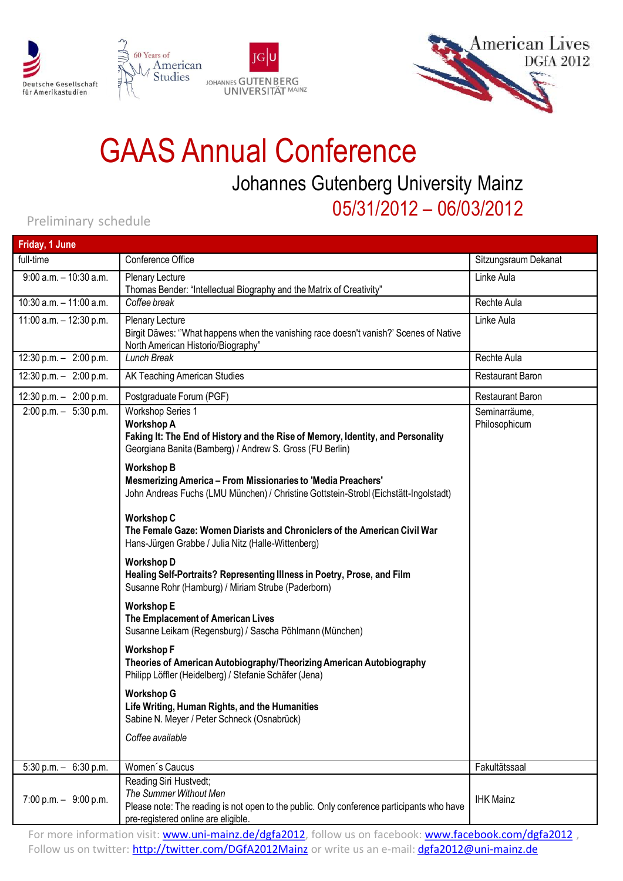# GAAS Annual Conference

## Johannes Gutenberg University Mainz

## 05/31/2012 – 06/03/2012

Preliminary schedule

| Friday, 1 June | | |
|---|---|---|
| full-time | Conference Office | Sitzungsraum Dekanat |
| 9:00 a.m. – 10:30 a.m. | Plenary Lecture<br>Thomas Bender: "Intellectual Biography and the Matrix of Creativity" | Linke Aula |
| 10:30 a.m. – 11:00 a.m. | *Coffee break* | Rechte Aula |
| 11:00 a.m. – 12:30 p.m. | Plenary Lecture<br>Birgit Däwes: "'What happens when the vanishing race doesn't vanish?' Scenes of Native North American Historio/Biography" | Linke Aula |
| 12:30 p.m. – 2:00 p.m. | *Lunch Break* | Rechte Aula |
| 12:30 p.m. – 2:00 p.m. | AK Teaching American Studies | Restaurant Baron |
| 12:30 p.m. – 2:00 p.m. | Postgraduate Forum (PGF) | Restaurant Baron |
| 2:00 p.m. – 5:30 p.m. | Workshop Series 1<br>**Workshop A**<br>**Faking It: The End of History and the Rise of Memory, Identity, and Personality**<br>Georgiana Banita (Bamberg) / Andrew S. Gross (FU Berlin)<br><br>**Workshop B**<br>**Mesmerizing America – From Missionaries to 'Media Preachers'**<br>John Andreas Fuchs (LMU München) / Christine Gottstein-Strobl (Eichstätt-Ingolstadt)<br><br>**Workshop C**<br>**The Female Gaze: Women Diarists and Chroniclers of the American Civil War**<br>Hans-Jürgen Grabbe / Julia Nitz (Halle-Wittenberg)<br><br>**Workshop D**<br>**Healing Self-Portraits? Representing Illness in Poetry, Prose, and Film**<br>Susanne Rohr (Hamburg) / Miriam Strube (Paderborn)<br><br>**Workshop E**<br>**The Emplacement of American Lives**<br>Susanne Leikam (Regensburg) / Sascha Pöhlmann (München)<br><br>**Workshop F**<br>**Theories of American Autobiography/Theorizing American Autobiography**<br>Philipp Löffler (Heidelberg) / Stefanie Schäfer (Jena)<br><br>**Workshop G**<br>**Life Writing, Human Rights, and the Humanities**<br>Sabine N. Meyer / Peter Schneck (Osnabrück)<br><br>*Coffee available* | Seminarräume, Philosophicum |
| 5:30 p.m. – 6:30 p.m. | Women´s Caucus | Fakultätssaal |
| 7:00 p.m. – 9:00 p.m. | Reading Siri Hustvedt;<br>*The Summer Without Men*<br>Please note: The reading is not open to the public. Only conference participants who have pre-registered online are eligible. | IHK Mainz |

For more information visit: www.uni-mainz.de/dgfa2012, follow us on facebook: www.facebook.com/dgfa2012 , Follow us on twitter: http://twitter.com/DGfA2012Mainz or write us an e-mail: dgfa2012@uni-mainz.de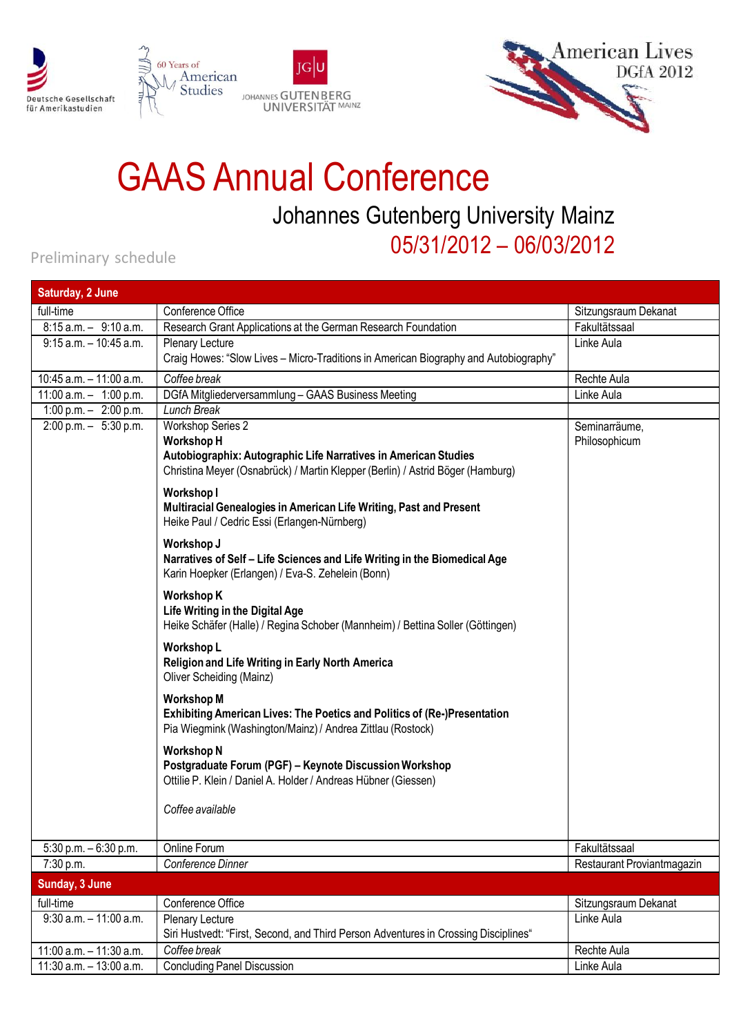Deutsche Gesellschaft für Amerikastudien

60 Years of American Studies

JOHANNES GUTENBERG UNIVERSITÄT MAINZ

American Lives DGfA 2012

# GAAS Annual Conference

## Johannes Gutenberg University Mainz

## 05/31/2012 – 06/03/2012

Preliminary schedule

| Saturday, 2 June | | |
|---|---|---|
| full-time | Conference Office | Sitzungsraum Dekanat |
| 8:15 a.m. – 9:10 a.m. | Research Grant Applications at the German Research Foundation | Fakultätssaal |
| 9:15 a.m. – 10:45 a.m. | Plenary Lecture<br>Craig Howes: "Slow Lives – Micro-Traditions in American Biography and Autobiography" | Linke Aula |
| 10:45 a.m. – 11:00 a.m. | *Coffee break* | Rechte Aula |
| 11:00 a.m. – 1:00 p.m. | DGfA Mitgliederversammlung – GAAS Business Meeting | Linke Aula |
| 1:00 p.m. – 2:00 p.m. | *Lunch Break* | |
| 2:00 p.m. – 5:30 p.m. | Workshop Series 2<br>**Workshop H**<br>**Autobiographix: Autographic Life Narratives in American Studies**<br>Christina Meyer (Osnabrück) / Martin Klepper (Berlin) / Astrid Böger (Hamburg)<br><br>**Workshop I**<br>**Multiracial Genealogies in American Life Writing, Past and Present**<br>Heike Paul / Cedric Essi (Erlangen-Nürnberg)<br><br>**Workshop J**<br>**Narratives of Self – Life Sciences and Life Writing in the Biomedical Age**<br>Karin Hoepker (Erlangen) / Eva-S. Zehelein (Bonn)<br><br>**Workshop K**<br>**Life Writing in the Digital Age**<br>Heike Schäfer (Halle) / Regina Schober (Mannheim) / Bettina Soller (Göttingen)<br><br>**Workshop L**<br>**Religion and Life Writing in Early North America**<br>Oliver Scheiding (Mainz)<br><br>**Workshop M**<br>**Exhibiting American Lives: The Poetics and Politics of (Re-)Presentation**<br>Pia Wiegmink (Washington/Mainz) / Andrea Zittlau (Rostock)<br><br>**Workshop N**<br>**Postgraduate Forum (PGF) – Keynote Discussion Workshop**<br>Ottilie P. Klein / Daniel A. Holder / Andreas Hübner (Giessen)<br><br>*Coffee available* | Seminarräume, Philosophicum |
| 5:30 p.m. – 6:30 p.m. | Online Forum | Fakultätssaal |
| 7:30 p.m. | *Conference Dinner* | Restaurant Proviantmagazin |
| **Sunday, 3 June** | | |
| full-time | Conference Office | Sitzungsraum Dekanat |
| 9:30 a.m. – 11:00 a.m. | Plenary Lecture<br>Siri Hustvedt: "First, Second, and Third Person Adventures in Crossing Disciplines" | Linke Aula |
| 11:00 a.m. – 11:30 a.m. | *Coffee break* | Rechte Aula |
| 11:30 a.m. – 13:00 a.m. | Concluding Panel Discussion | Linke Aula |